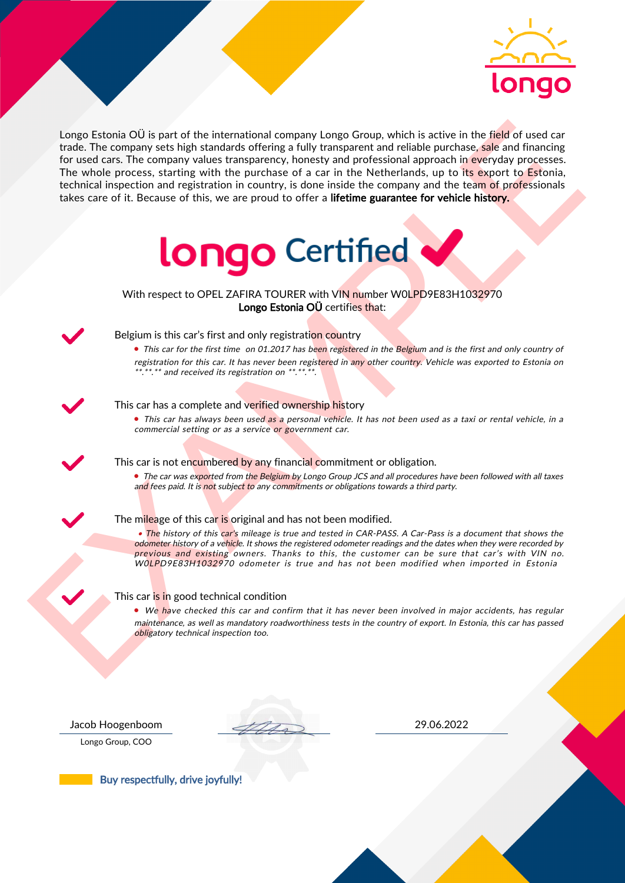longo

Longo Estonia OÜ is part of the international company Longo Group, which is active in the field of used car trade. The company sets high standards offering a fully transparent and reliable purchase, sale and financing for used cars. The company values transparency, honesty and professional approach in everyday processes. The whole process, starting with the purchase of a car in the Netherlands, up to its export to Estonia, technical inspection and registration in country, is done inside the company and the team of professionals takes care of it. Because of this, we are proud to offer a **lifetime guarantee for vehicle history.**

# longo Certified ✔

With respect to OPEL ZAFIRA TOURER with VIN number W0LPD9E83H1032970
**Longo Estonia OÜ** certifies that:

✔ Belgium is this car's first and only registration country

- *This car for the first time on 01.2017 has been registered in the Belgium and is the first and only country of registration for this car. It has never been registered in any other country. Vehicle was exported to Estonia on \*\*.\*\*.\*\* and received its registration on \*\*.\*\*.\*\*.*

✔ This car has a complete and verified ownership history

- *This car has always been used as a personal vehicle. It has not been used as a taxi or rental vehicle, in a commercial setting or as a service or government car.*

✔ This car is not encumbered by any financial commitment or obligation.

- *The car was exported from the Belgium by Longo Group JCS and all procedures have been followed with all taxes and fees paid. It is not subject to any commitments or obligations towards a third party.*

✔ The mileage of this car is original and has not been modified.

- *The history of this car's mileage is true and tested in CAR-PASS. A Car-Pass is a document that shows the odometer history of a vehicle. It shows the registered odometer readings and the dates when they were recorded by previous and existing owners. Thanks to this, the customer can be sure that car's with VIN no. W0LPD9E83H1032970 odometer is true and has not been modified when imported in Estonia*

✔ This car is in good technical condition

- *We have checked this car and confirm that it has never been involved in major accidents, has regular maintenance, as well as mandatory roadworthiness tests in the country of export. In Estonia, this car has passed obligatory technical inspection too.*

EXAMPLE

Jacob Hoogenboom
Longo Group, COO

29.06.2022

**Buy respectfully, drive joyfully!**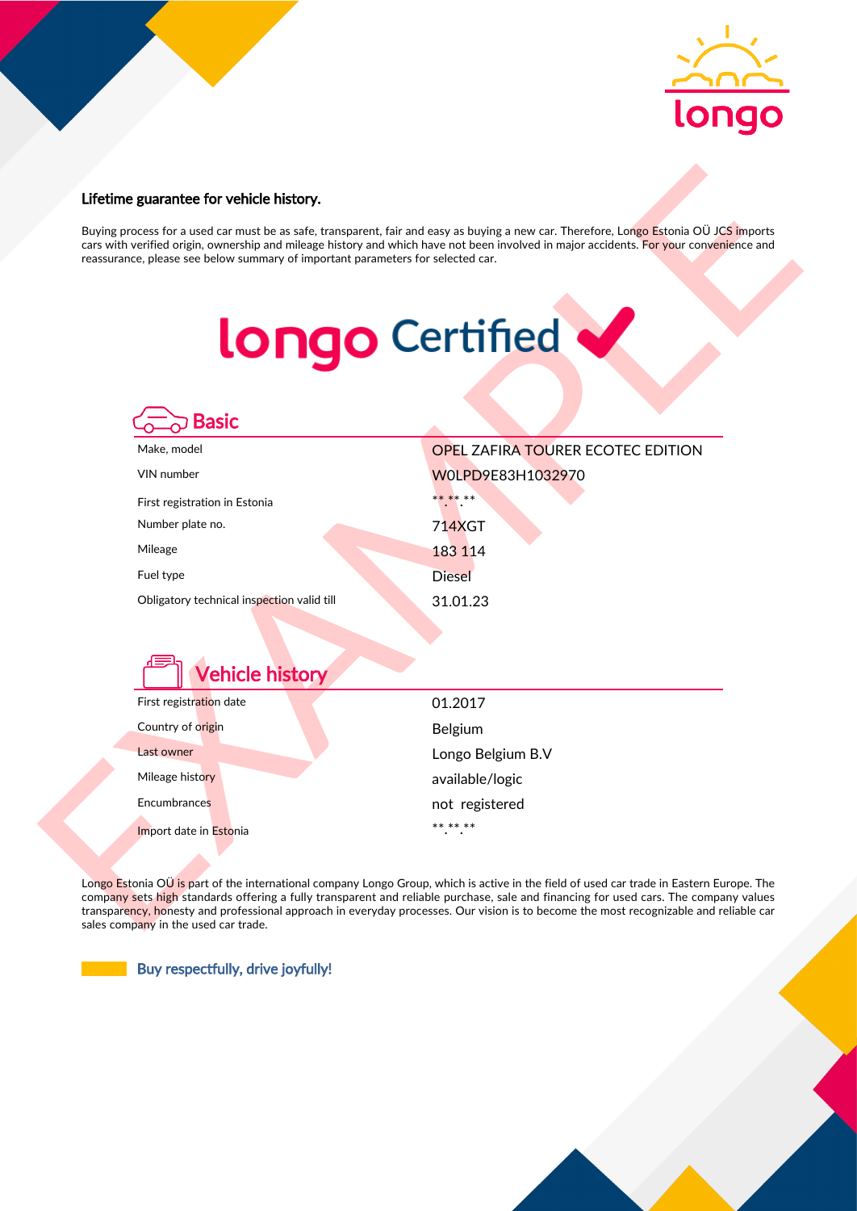longo

**Lifetime guarantee for vehicle history.**

Buying process for a used car must be as safe, transparent, fair and easy as buying a new car. Therefore, Longo Estonia OÜ JCS imports cars with verified origin, ownership and mileage history and which have not been involved in major accidents. For your convenience and reassurance, please see below summary of important parameters for selected car.

# longo Certified ✔

## Basic

| | |
|---|---|
| Make, model | OPEL ZAFIRA TOURER ECOTEC EDITION |
| VIN number | W0LPD9E83H1032970 |
| First registration in Estonia | **.**.** |
| Number plate no. | 714XGT |
| Mileage | 183 114 |
| Fuel type | Diesel |
| Obligatory technical inspection valid till | 31.01.23 |

## Vehicle history

| | |
|---|---|
| First registration date | 01.2017 |
| Country of origin | Belgium |
| Last owner | Longo Belgium B.V |
| Mileage history | available/logic |
| Encumbrances | not registered |
| Import date in Estonia | **.**.** |

Longo Estonia OÜ is part of the international company Longo Group, which is active in the field of used car trade in Eastern Europe. The company sets high standards offering a fully transparent and reliable purchase, sale and financing for used cars. The company values transparency, honesty and professional approach in everyday processes. Our vision is to become the most recognizable and reliable car sales company in the used car trade.

**Buy respectfully, drive joyfully!**

EXAMPLE